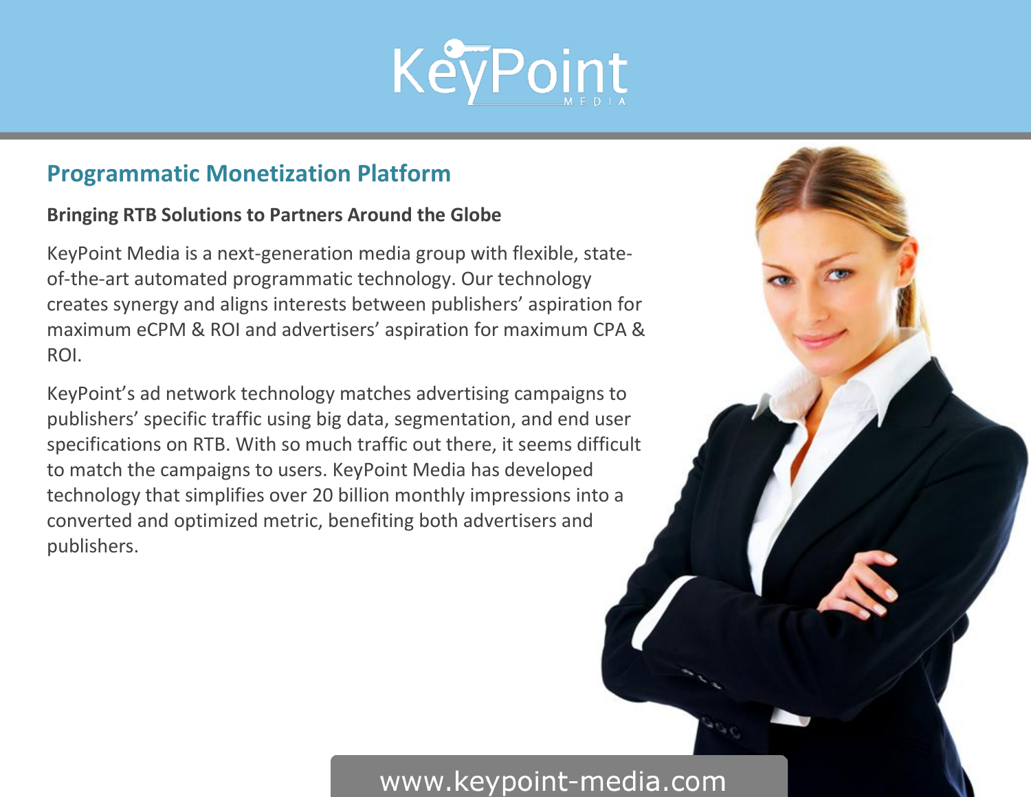# KeyPoint Media

## Programmatic Monetization Platform

**Bringing RTB Solutions to Partners Around the Globe**

KeyPoint Media is a next-generation media group with flexible, state-of-the-art automated programmatic technology. Our technology creates synergy and aligns interests between publishers' aspiration for maximum eCPM & ROI and advertisers' aspiration for maximum CPA & ROI.

KeyPoint's ad network technology matches advertising campaigns to publishers' specific traffic using big data, segmentation, and end user specifications on RTB. With so much traffic out there, it seems difficult to match the campaigns to users. KeyPoint Media has developed technology that simplifies over 20 billion monthly impressions into a converted and optimized metric, benefiting both advertisers and publishers.

www.keypoint-media.com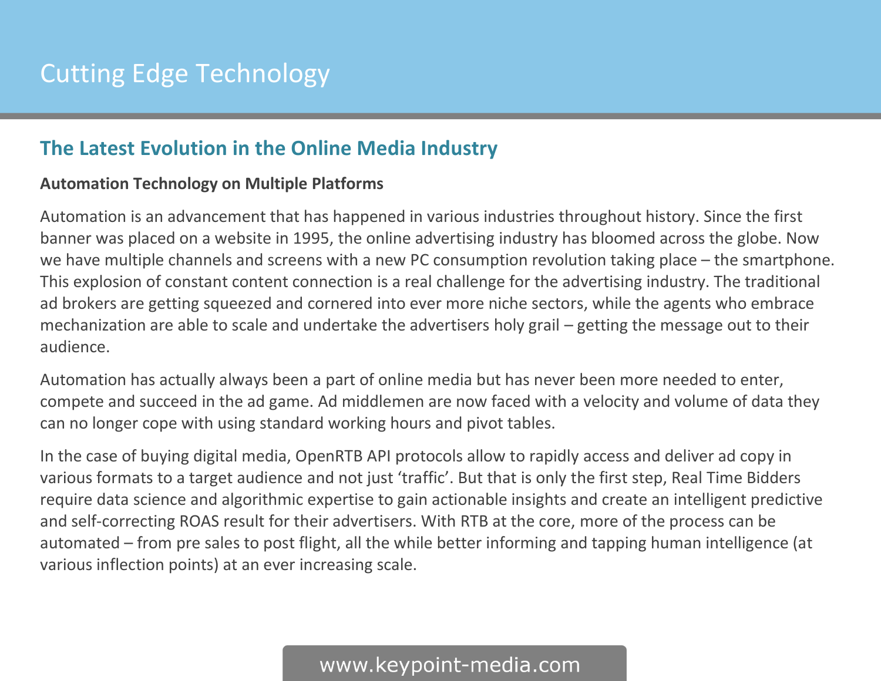# Cutting Edge Technology

## The Latest Evolution in the Online Media Industry

**Automation Technology on Multiple Platforms**

Automation is an advancement that has happened in various industries throughout history. Since the first banner was placed on a website in 1995, the online advertising industry has bloomed across the globe. Now we have multiple channels and screens with a new PC consumption revolution taking place – the smartphone. This explosion of constant content connection is a real challenge for the advertising industry. The traditional ad brokers are getting squeezed and cornered into ever more niche sectors, while the agents who embrace mechanization are able to scale and undertake the advertisers holy grail – getting the message out to their audience.

Automation has actually always been a part of online media but has never been more needed to enter, compete and succeed in the ad game. Ad middlemen are now faced with a velocity and volume of data they can no longer cope with using standard working hours and pivot tables.

In the case of buying digital media, OpenRTB API protocols allow to rapidly access and deliver ad copy in various formats to a target audience and not just 'traffic'. But that is only the first step, Real Time Bidders require data science and algorithmic expertise to gain actionable insights and create an intelligent predictive and self-correcting ROAS result for their advertisers. With RTB at the core, more of the process can be automated – from pre sales to post flight, all the while better informing and tapping human intelligence (at various inflection points) at an ever increasing scale.

www.keypoint-media.com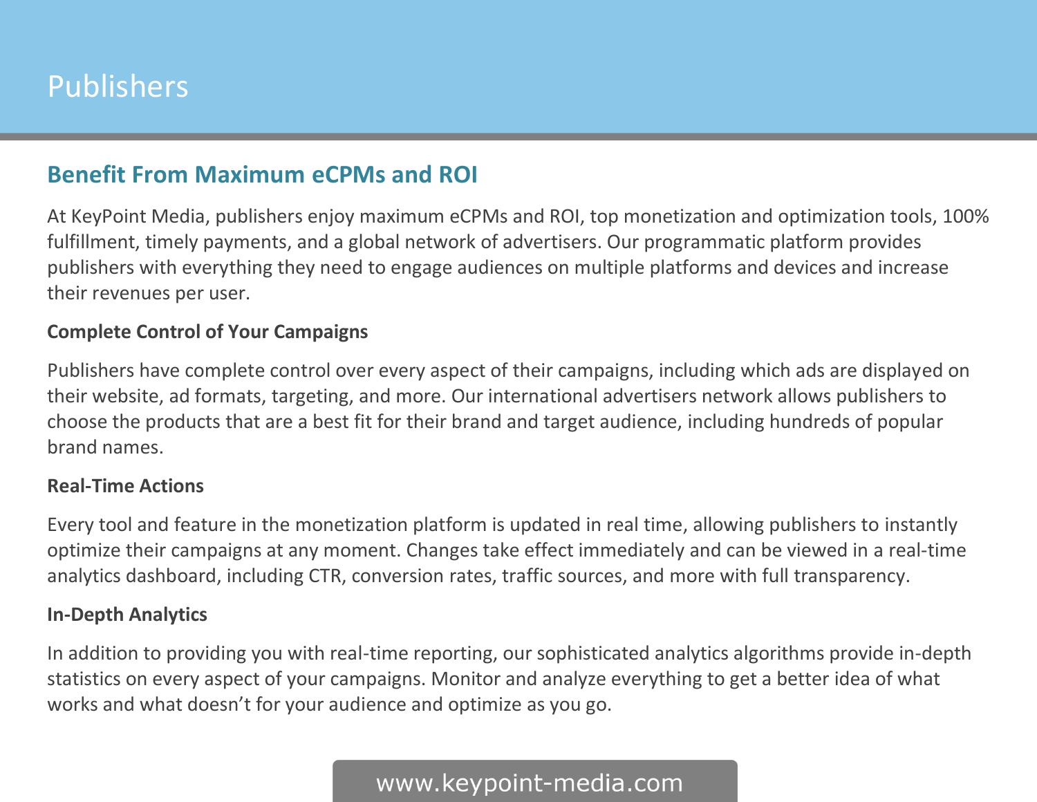# Publishers

## Benefit From Maximum eCPMs and ROI

At KeyPoint Media, publishers enjoy maximum eCPMs and ROI, top monetization and optimization tools, 100% fulfillment, timely payments, and a global network of advertisers. Our programmatic platform provides publishers with everything they need to engage audiences on multiple platforms and devices and increase their revenues per user.

### Complete Control of Your Campaigns

Publishers have complete control over every aspect of their campaigns, including which ads are displayed on their website, ad formats, targeting, and more. Our international advertisers network allows publishers to choose the products that are a best fit for their brand and target audience, including hundreds of popular brand names.

### Real-Time Actions

Every tool and feature in the monetization platform is updated in real time, allowing publishers to instantly optimize their campaigns at any moment. Changes take effect immediately and can be viewed in a real-time analytics dashboard, including CTR, conversion rates, traffic sources, and more with full transparency.

### In-Depth Analytics

In addition to providing you with real-time reporting, our sophisticated analytics algorithms provide in-depth statistics on every aspect of your campaigns. Monitor and analyze everything to get a better idea of what works and what doesn’t for your audience and optimize as you go.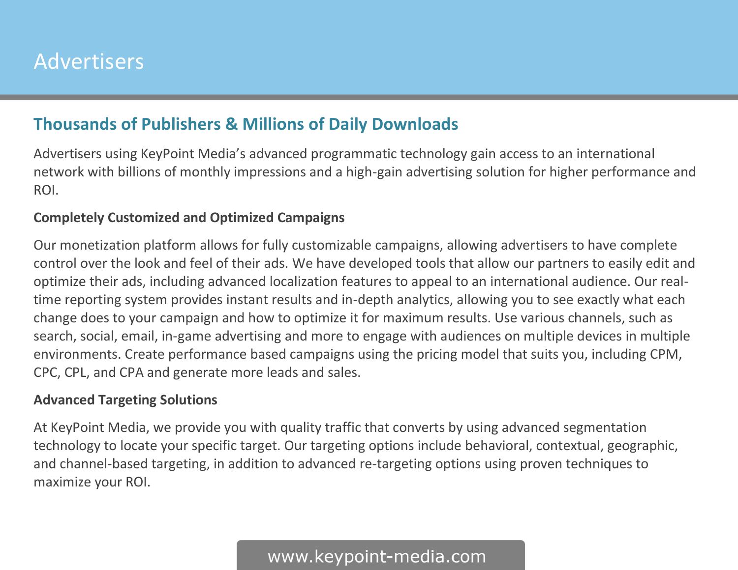# Advertisers

## Thousands of Publishers & Millions of Daily Downloads

Advertisers using KeyPoint Media's advanced programmatic technology gain access to an international network with billions of monthly impressions and a high-gain advertising solution for higher performance and ROI.

**Completely Customized and Optimized Campaigns**

Our monetization platform allows for fully customizable campaigns, allowing advertisers to have complete control over the look and feel of their ads. We have developed tools that allow our partners to easily edit and optimize their ads, including advanced localization features to appeal to an international audience. Our real-time reporting system provides instant results and in-depth analytics, allowing you to see exactly what each change does to your campaign and how to optimize it for maximum results. Use various channels, such as search, social, email, in-game advertising and more to engage with audiences on multiple devices in multiple environments. Create performance based campaigns using the pricing model that suits you, including CPM, CPC, CPL, and CPA and generate more leads and sales.

**Advanced Targeting Solutions**

At KeyPoint Media, we provide you with quality traffic that converts by using advanced segmentation technology to locate your specific target. Our targeting options include behavioral, contextual, geographic, and channel-based targeting, in addition to advanced re-targeting options using proven techniques to maximize your ROI.

www.keypoint-media.com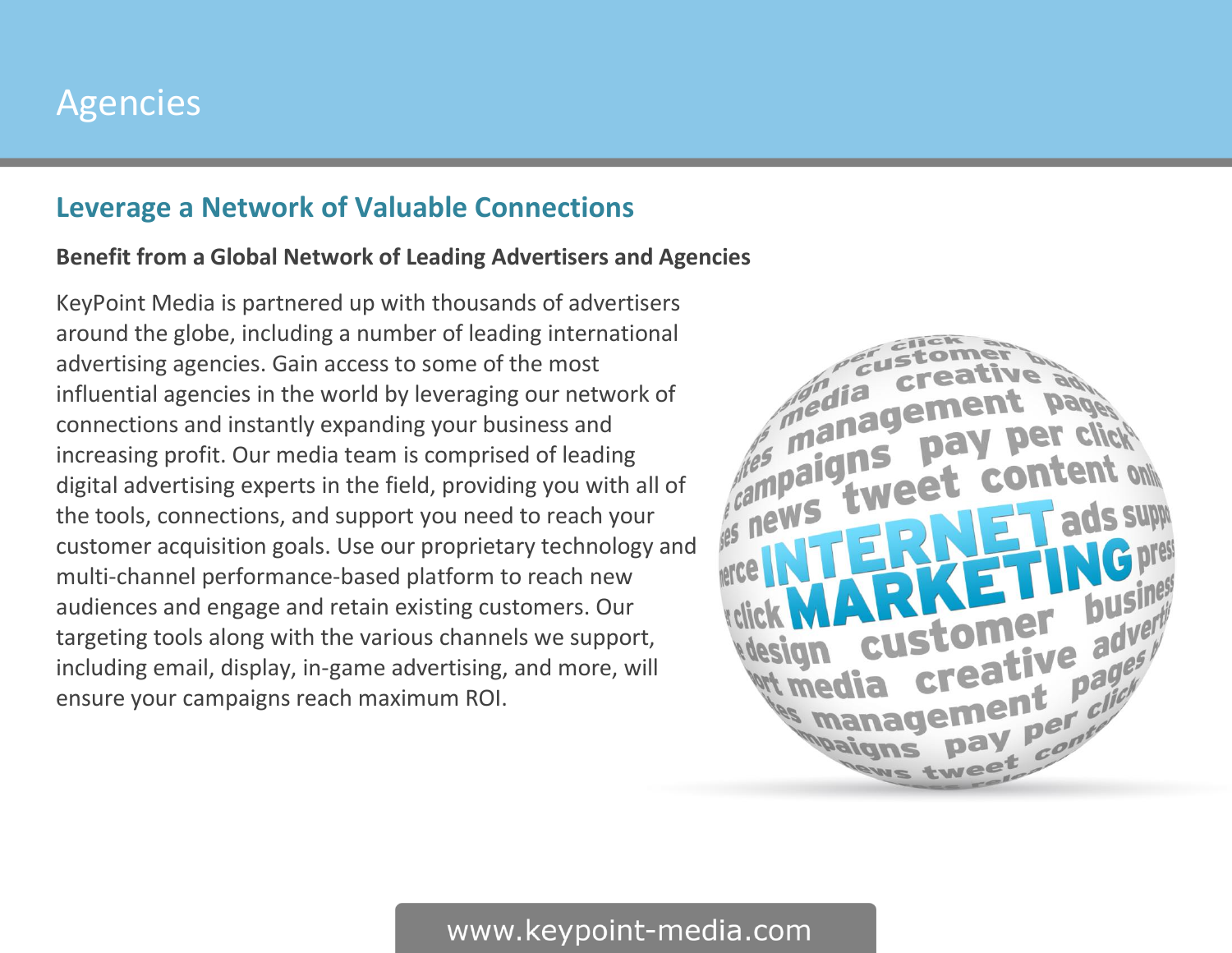# Agencies

## Leverage a Network of Valuable Connections

**Benefit from a Global Network of Leading Advertisers and Agencies**

KeyPoint Media is partnered up with thousands of advertisers around the globe, including a number of leading international advertising agencies. Gain access to some of the most influential agencies in the world by leveraging our network of connections and instantly expanding your business and increasing profit. Our media team is comprised of leading digital advertising experts in the field, providing you with all of the tools, connections, and support you need to reach your customer acquisition goals. Use our proprietary technology and multi-channel performance-based platform to reach new audiences and engage and retain existing customers. Our targeting tools along with the various channels we support, including email, display, in-game advertising, and more, will ensure your campaigns reach maximum ROI.

www.keypoint-media.com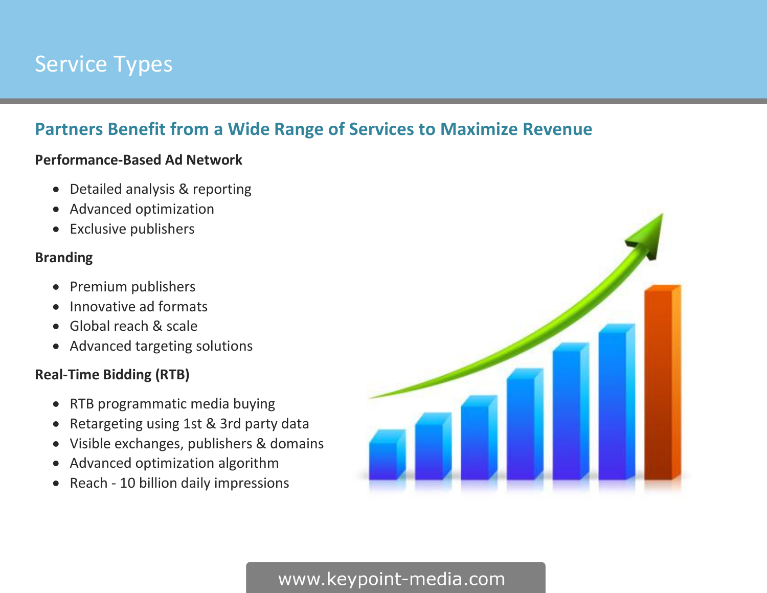# Service Types

## Partners Benefit from a Wide Range of Services to Maximize Revenue

**Performance-Based Ad Network**

- Detailed analysis & reporting
- Advanced optimization
- Exclusive publishers

**Branding**

- Premium publishers
- Innovative ad formats
- Global reach & scale
- Advanced targeting solutions

**Real-Time Bidding (RTB)**

- RTB programmatic media buying
- Retargeting using 1st & 3rd party data
- Visible exchanges, publishers & domains
- Advanced optimization algorithm
- Reach - 10 billion daily impressions

www.keypoint-media.com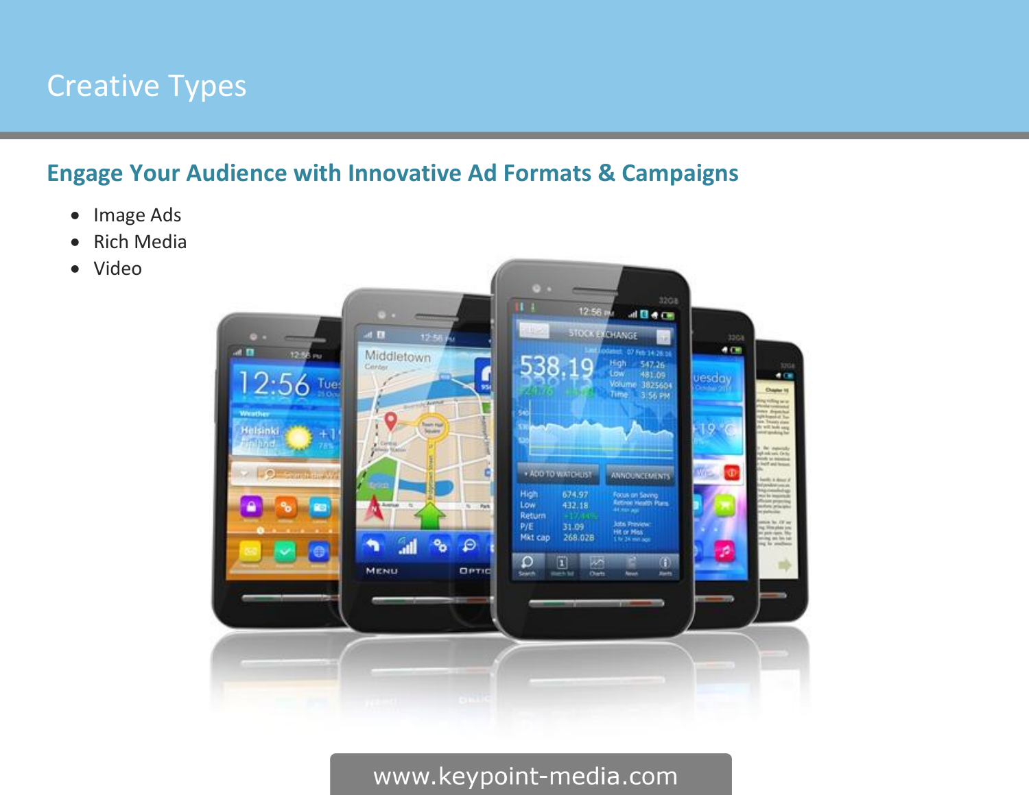# Creative Types

## Engage Your Audience with Innovative Ad Formats & Campaigns

- Image Ads
- Rich Media
- Video

www.keypoint-media.com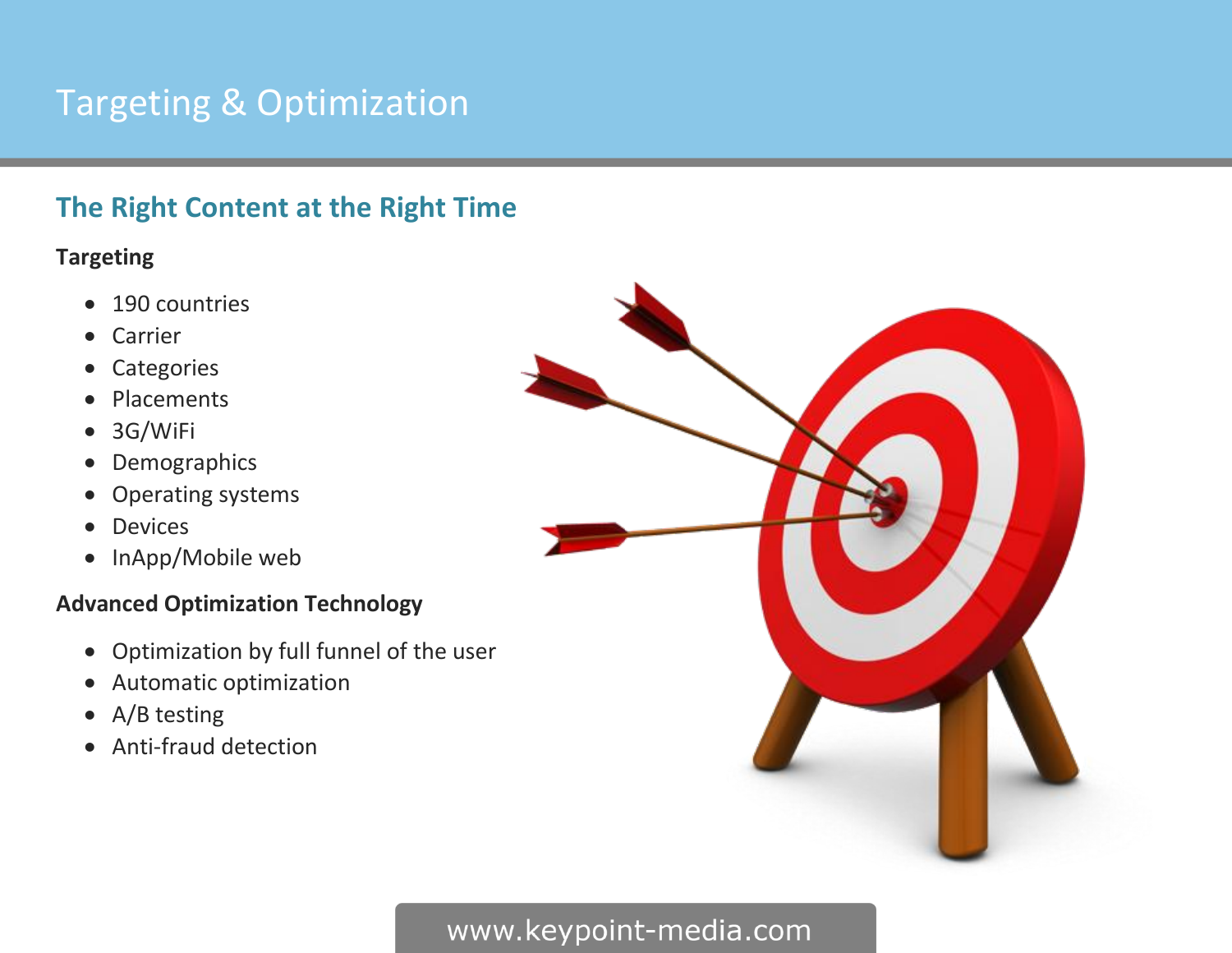# Targeting & Optimization

## The Right Content at the Right Time

**Targeting**

- 190 countries
- Carrier
- Categories
- Placements
- 3G/WiFi
- Demographics
- Operating systems
- Devices
- InApp/Mobile web

**Advanced Optimization Technology**

- Optimization by full funnel of the user
- Automatic optimization
- A/B testing
- Anti-fraud detection

www.keypoint-media.com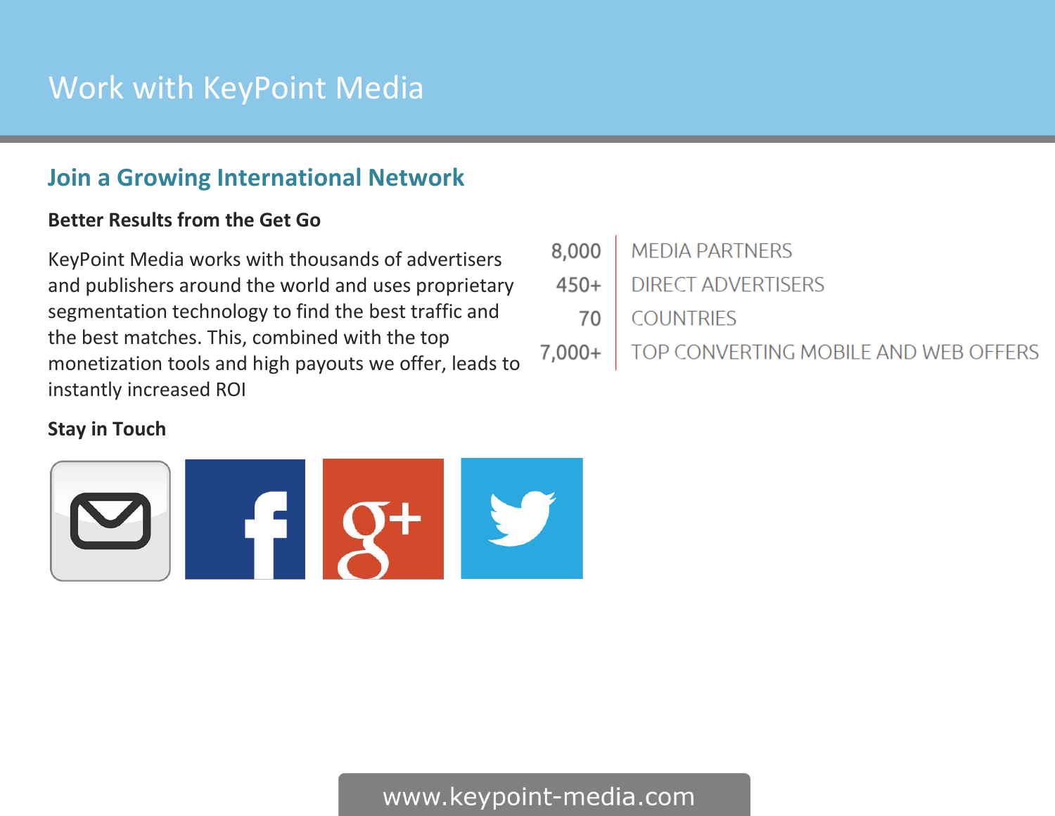# Work with KeyPoint Media

## Join a Growing International Network

### Better Results from the Get Go

KeyPoint Media works with thousands of advertisers and publishers around the world and uses proprietary segmentation technology to find the best traffic and the best matches. This, combined with the top monetization tools and high payouts we offer, leads to instantly increased ROI

| | |
|---|---|
| 8,000 | MEDIA PARTNERS |
| 450+ | DIRECT ADVERTISERS |
| 70 | COUNTRIES |
| 7,000+ | TOP CONVERTING MOBILE AND WEB OFFERS |

### Stay in Touch

www.keypoint-media.com